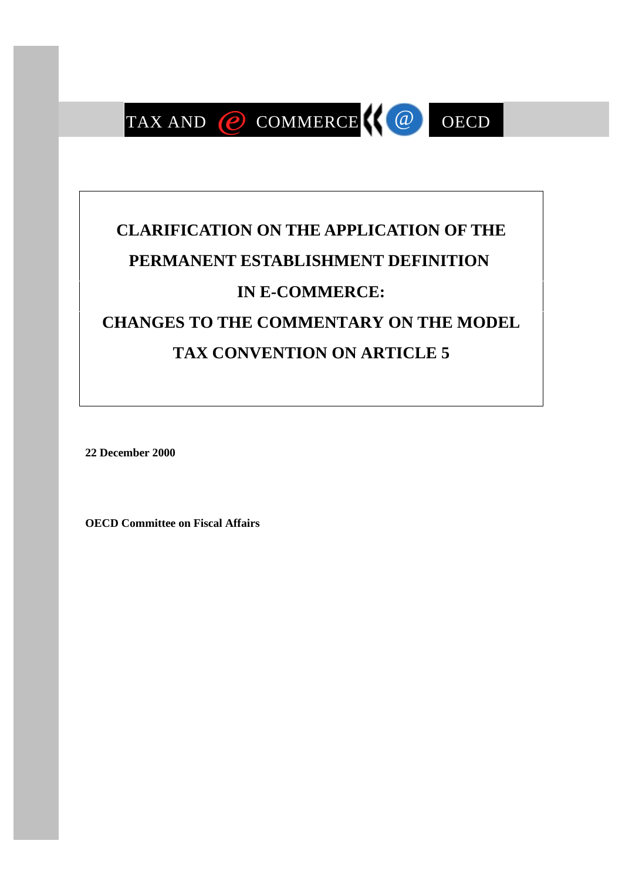TAX AND *e* COMMERCE @ OECD

# CLARIFICATION ON THE APPLICATION OF THE PERMANENT ESTABLISHMENT DEFINITION IN E-COMMERCE: CHANGES TO THE COMMENTARY ON THE MODEL TAX CONVENTION ON ARTICLE 5

**22 December 2000**

**OECD Committee on Fiscal Affairs**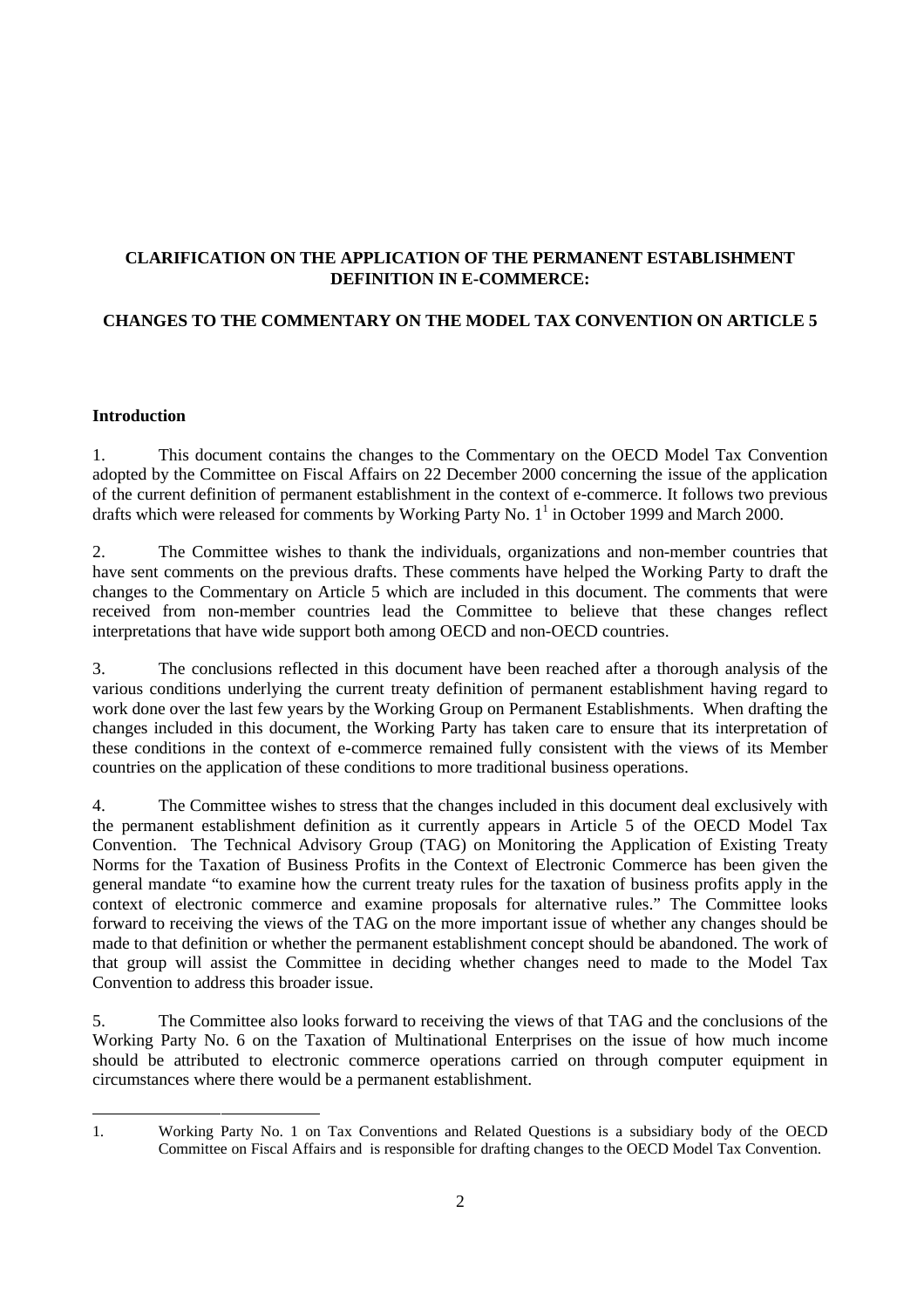**CLARIFICATION ON THE APPLICATION OF THE PERMANENT ESTABLISHMENT DEFINITION IN E-COMMERCE:**

**CHANGES TO THE COMMENTARY ON THE MODEL TAX CONVENTION ON ARTICLE 5**

**Introduction**

1. This document contains the changes to the Commentary on the OECD Model Tax Convention adopted by the Committee on Fiscal Affairs on 22 December 2000 concerning the issue of the application of the current definition of permanent establishment in the context of e-commerce. It follows two previous drafts which were released for comments by Working Party No. 1[1] in October 1999 and March 2000.

2. The Committee wishes to thank the individuals, organizations and non-member countries that have sent comments on the previous drafts. These comments have helped the Working Party to draft the changes to the Commentary on Article 5 which are included in this document. The comments that were received from non-member countries lead the Committee to believe that these changes reflect interpretations that have wide support both among OECD and non-OECD countries.

3. The conclusions reflected in this document have been reached after a thorough analysis of the various conditions underlying the current treaty definition of permanent establishment having regard to work done over the last few years by the Working Group on Permanent Establishments. When drafting the changes included in this document, the Working Party has taken care to ensure that its interpretation of these conditions in the context of e-commerce remained fully consistent with the views of its Member countries on the application of these conditions to more traditional business operations.

4. The Committee wishes to stress that the changes included in this document deal exclusively with the permanent establishment definition as it currently appears in Article 5 of the OECD Model Tax Convention. The Technical Advisory Group (TAG) on Monitoring the Application of Existing Treaty Norms for the Taxation of Business Profits in the Context of Electronic Commerce has been given the general mandate "to examine how the current treaty rules for the taxation of business profits apply in the context of electronic commerce and examine proposals for alternative rules." The Committee looks forward to receiving the views of the TAG on the more important issue of whether any changes should be made to that definition or whether the permanent establishment concept should be abandoned. The work of that group will assist the Committee in deciding whether changes need to made to the Model Tax Convention to address this broader issue.

5. The Committee also looks forward to receiving the views of that TAG and the conclusions of the Working Party No. 6 on the Taxation of Multinational Enterprises on the issue of how much income should be attributed to electronic commerce operations carried on through computer equipment in circumstances where there would be a permanent establishment.

---

1. Working Party No. 1 on Tax Conventions and Related Questions is a subsidiary body of the OECD Committee on Fiscal Affairs and is responsible for drafting changes to the OECD Model Tax Convention.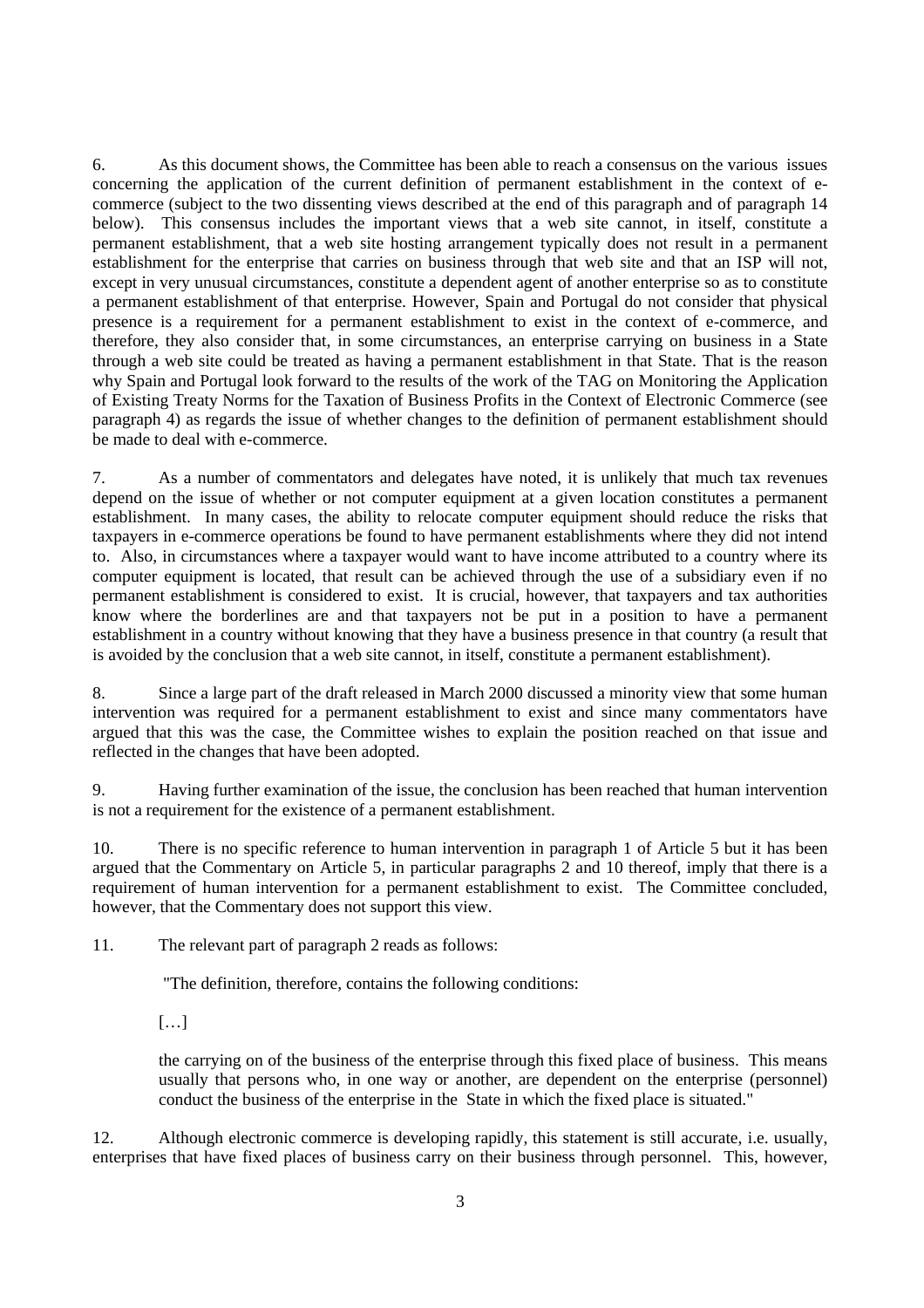6. As this document shows, the Committee has been able to reach a consensus on the various issues concerning the application of the current definition of permanent establishment in the context of e-commerce (subject to the two dissenting views described at the end of this paragraph and of paragraph 14 below). This consensus includes the important views that a web site cannot, in itself, constitute a permanent establishment, that a web site hosting arrangement typically does not result in a permanent establishment for the enterprise that carries on business through that web site and that an ISP will not, except in very unusual circumstances, constitute a dependent agent of another enterprise so as to constitute a permanent establishment of that enterprise. However, Spain and Portugal do not consider that physical presence is a requirement for a permanent establishment to exist in the context of e-commerce, and therefore, they also consider that, in some circumstances, an enterprise carrying on business in a State through a web site could be treated as having a permanent establishment in that State. That is the reason why Spain and Portugal look forward to the results of the work of the TAG on Monitoring the Application of Existing Treaty Norms for the Taxation of Business Profits in the Context of Electronic Commerce (see paragraph 4) as regards the issue of whether changes to the definition of permanent establishment should be made to deal with e-commerce.

7. As a number of commentators and delegates have noted, it is unlikely that much tax revenues depend on the issue of whether or not computer equipment at a given location constitutes a permanent establishment. In many cases, the ability to relocate computer equipment should reduce the risks that taxpayers in e-commerce operations be found to have permanent establishments where they did not intend to. Also, in circumstances where a taxpayer would want to have income attributed to a country where its computer equipment is located, that result can be achieved through the use of a subsidiary even if no permanent establishment is considered to exist. It is crucial, however, that taxpayers and tax authorities know where the borderlines are and that taxpayers not be put in a position to have a permanent establishment in a country without knowing that they have a business presence in that country (a result that is avoided by the conclusion that a web site cannot, in itself, constitute a permanent establishment).

8. Since a large part of the draft released in March 2000 discussed a minority view that some human intervention was required for a permanent establishment to exist and since many commentators have argued that this was the case, the Committee wishes to explain the position reached on that issue and reflected in the changes that have been adopted.

9. Having further examination of the issue, the conclusion has been reached that human intervention is not a requirement for the existence of a permanent establishment.

10. There is no specific reference to human intervention in paragraph 1 of Article 5 but it has been argued that the Commentary on Article 5, in particular paragraphs 2 and 10 thereof, imply that there is a requirement of human intervention for a permanent establishment to exist. The Committee concluded, however, that the Commentary does not support this view.

11. The relevant part of paragraph 2 reads as follows:

> "The definition, therefore, contains the following conditions:
>
> […]
>
> the carrying on of the business of the enterprise through this fixed place of business. This means usually that persons who, in one way or another, are dependent on the enterprise (personnel) conduct the business of the enterprise in the State in which the fixed place is situated."

12. Although electronic commerce is developing rapidly, this statement is still accurate, i.e. usually, enterprises that have fixed places of business carry on their business through personnel. This, however,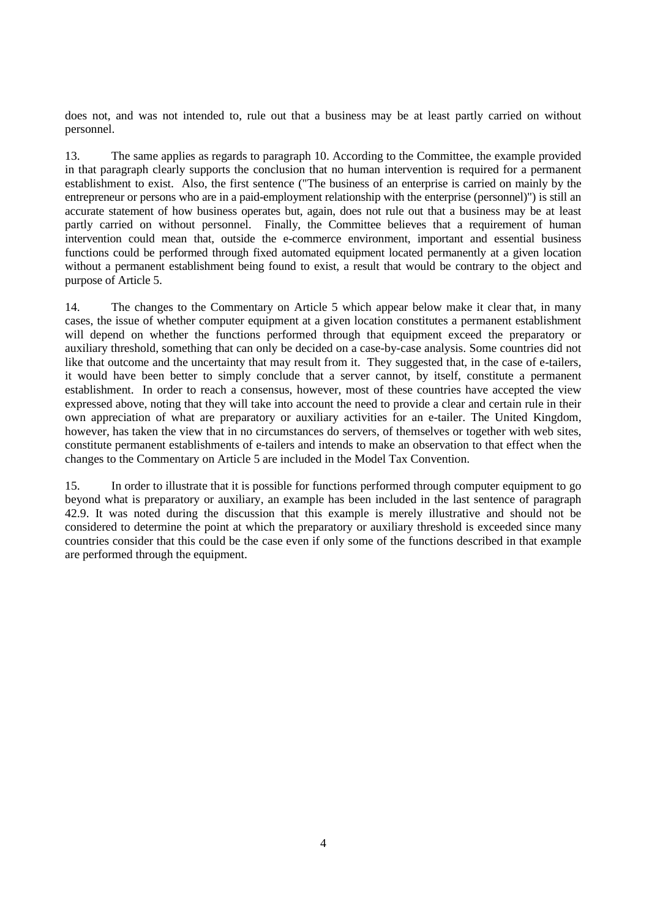does not, and was not intended to, rule out that a business may be at least partly carried on without personnel.

13. The same applies as regards to paragraph 10. According to the Committee, the example provided in that paragraph clearly supports the conclusion that no human intervention is required for a permanent establishment to exist. Also, the first sentence ("The business of an enterprise is carried on mainly by the entrepreneur or persons who are in a paid-employment relationship with the enterprise (personnel)") is still an accurate statement of how business operates but, again, does not rule out that a business may be at least partly carried on without personnel. Finally, the Committee believes that a requirement of human intervention could mean that, outside the e-commerce environment, important and essential business functions could be performed through fixed automated equipment located permanently at a given location without a permanent establishment being found to exist, a result that would be contrary to the object and purpose of Article 5.

14. The changes to the Commentary on Article 5 which appear below make it clear that, in many cases, the issue of whether computer equipment at a given location constitutes a permanent establishment will depend on whether the functions performed through that equipment exceed the preparatory or auxiliary threshold, something that can only be decided on a case-by-case analysis. Some countries did not like that outcome and the uncertainty that may result from it. They suggested that, in the case of e-tailers, it would have been better to simply conclude that a server cannot, by itself, constitute a permanent establishment. In order to reach a consensus, however, most of these countries have accepted the view expressed above, noting that they will take into account the need to provide a clear and certain rule in their own appreciation of what are preparatory or auxiliary activities for an e-tailer. The United Kingdom, however, has taken the view that in no circumstances do servers, of themselves or together with web sites, constitute permanent establishments of e-tailers and intends to make an observation to that effect when the changes to the Commentary on Article 5 are included in the Model Tax Convention.

15. In order to illustrate that it is possible for functions performed through computer equipment to go beyond what is preparatory or auxiliary, an example has been included in the last sentence of paragraph 42.9. It was noted during the discussion that this example is merely illustrative and should not be considered to determine the point at which the preparatory or auxiliary threshold is exceeded since many countries consider that this could be the case even if only some of the functions described in that example are performed through the equipment.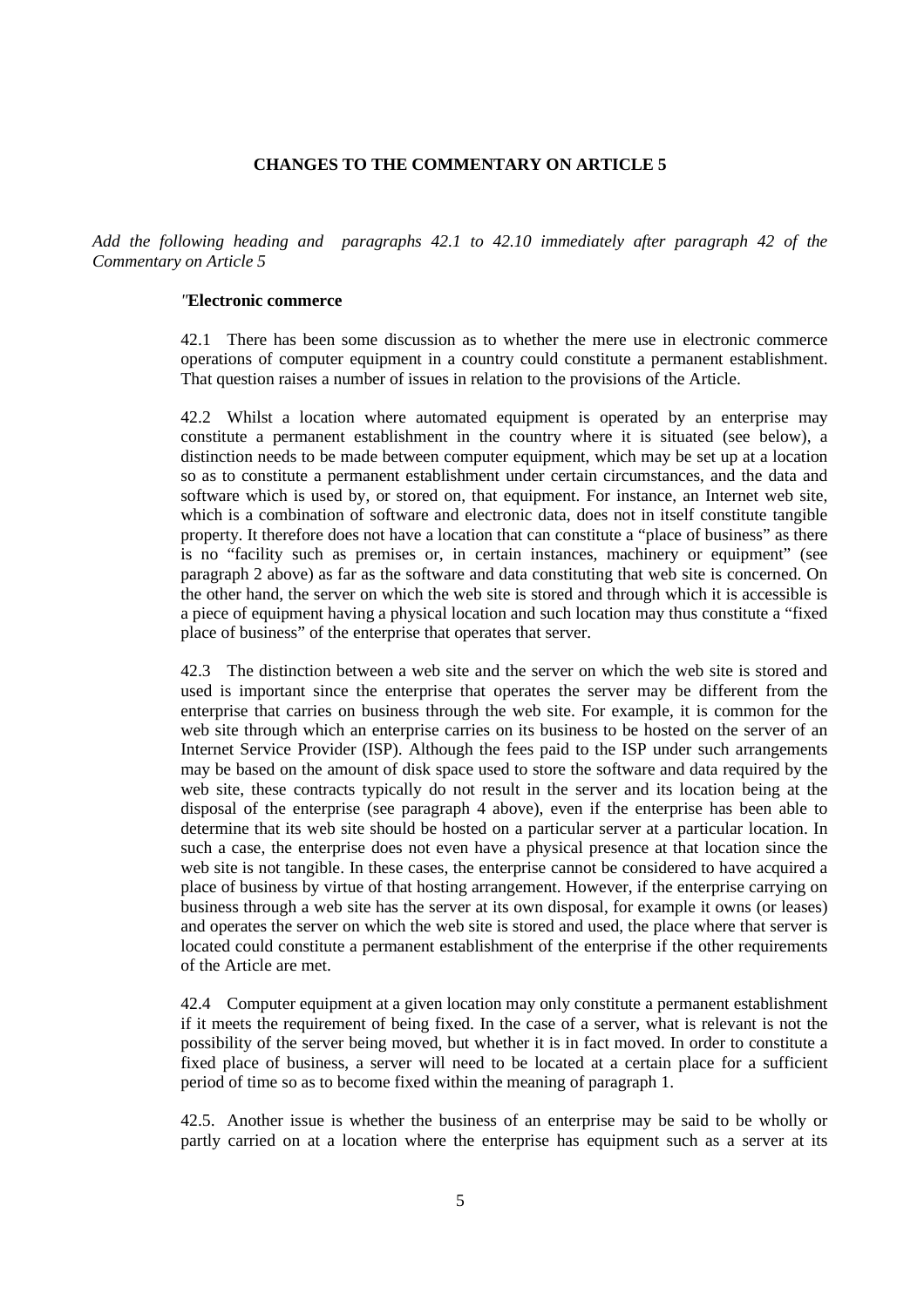## CHANGES TO THE COMMENTARY ON ARTICLE 5

*Add the following heading and paragraphs 42.1 to 42.10 immediately after paragraph 42 of the Commentary on Article 5*

*"***Electronic commerce**

42.1 There has been some discussion as to whether the mere use in electronic commerce operations of computer equipment in a country could constitute a permanent establishment. That question raises a number of issues in relation to the provisions of the Article.

42.2 Whilst a location where automated equipment is operated by an enterprise may constitute a permanent establishment in the country where it is situated (see below), a distinction needs to be made between computer equipment, which may be set up at a location so as to constitute a permanent establishment under certain circumstances, and the data and software which is used by, or stored on, that equipment. For instance, an Internet web site, which is a combination of software and electronic data, does not in itself constitute tangible property. It therefore does not have a location that can constitute a "place of business" as there is no "facility such as premises or, in certain instances, machinery or equipment" (see paragraph 2 above) as far as the software and data constituting that web site is concerned. On the other hand, the server on which the web site is stored and through which it is accessible is a piece of equipment having a physical location and such location may thus constitute a "fixed place of business" of the enterprise that operates that server.

42.3 The distinction between a web site and the server on which the web site is stored and used is important since the enterprise that operates the server may be different from the enterprise that carries on business through the web site. For example, it is common for the web site through which an enterprise carries on its business to be hosted on the server of an Internet Service Provider (ISP). Although the fees paid to the ISP under such arrangements may be based on the amount of disk space used to store the software and data required by the web site, these contracts typically do not result in the server and its location being at the disposal of the enterprise (see paragraph 4 above), even if the enterprise has been able to determine that its web site should be hosted on a particular server at a particular location. In such a case, the enterprise does not even have a physical presence at that location since the web site is not tangible. In these cases, the enterprise cannot be considered to have acquired a place of business by virtue of that hosting arrangement. However, if the enterprise carrying on business through a web site has the server at its own disposal, for example it owns (or leases) and operates the server on which the web site is stored and used, the place where that server is located could constitute a permanent establishment of the enterprise if the other requirements of the Article are met.

42.4 Computer equipment at a given location may only constitute a permanent establishment if it meets the requirement of being fixed. In the case of a server, what is relevant is not the possibility of the server being moved, but whether it is in fact moved. In order to constitute a fixed place of business, a server will need to be located at a certain place for a sufficient period of time so as to become fixed within the meaning of paragraph 1.

42.5. Another issue is whether the business of an enterprise may be said to be wholly or partly carried on at a location where the enterprise has equipment such as a server at its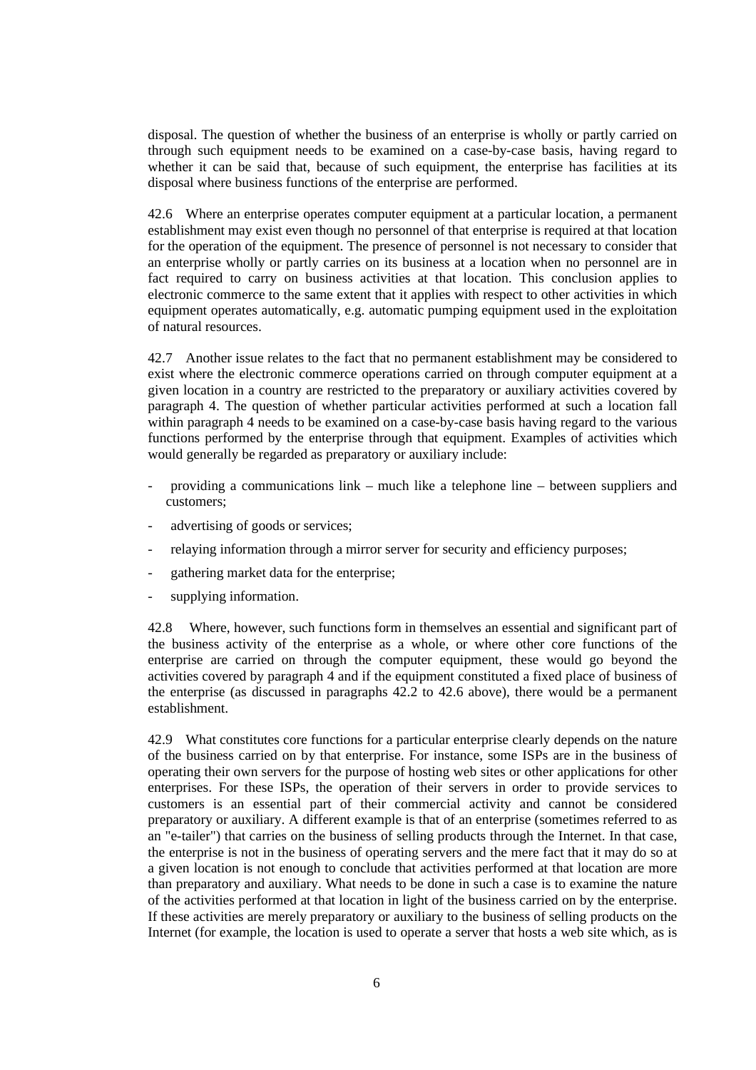disposal. The question of whether the business of an enterprise is wholly or partly carried on through such equipment needs to be examined on a case-by-case basis, having regard to whether it can be said that, because of such equipment, the enterprise has facilities at its disposal where business functions of the enterprise are performed.

42.6 Where an enterprise operates computer equipment at a particular location, a permanent establishment may exist even though no personnel of that enterprise is required at that location for the operation of the equipment. The presence of personnel is not necessary to consider that an enterprise wholly or partly carries on its business at a location when no personnel are in fact required to carry on business activities at that location. This conclusion applies to electronic commerce to the same extent that it applies with respect to other activities in which equipment operates automatically, e.g. automatic pumping equipment used in the exploitation of natural resources.

42.7 Another issue relates to the fact that no permanent establishment may be considered to exist where the electronic commerce operations carried on through computer equipment at a given location in a country are restricted to the preparatory or auxiliary activities covered by paragraph 4. The question of whether particular activities performed at such a location fall within paragraph 4 needs to be examined on a case-by-case basis having regard to the various functions performed by the enterprise through that equipment. Examples of activities which would generally be regarded as preparatory or auxiliary include:

- providing a communications link – much like a telephone line – between suppliers and customers;
- advertising of goods or services;
- relaying information through a mirror server for security and efficiency purposes;
- gathering market data for the enterprise;
- supplying information.

42.8 Where, however, such functions form in themselves an essential and significant part of the business activity of the enterprise as a whole, or where other core functions of the enterprise are carried on through the computer equipment, these would go beyond the activities covered by paragraph 4 and if the equipment constituted a fixed place of business of the enterprise (as discussed in paragraphs 42.2 to 42.6 above), there would be a permanent establishment.

42.9 What constitutes core functions for a particular enterprise clearly depends on the nature of the business carried on by that enterprise. For instance, some ISPs are in the business of operating their own servers for the purpose of hosting web sites or other applications for other enterprises. For these ISPs, the operation of their servers in order to provide services to customers is an essential part of their commercial activity and cannot be considered preparatory or auxiliary. A different example is that of an enterprise (sometimes referred to as an "e-tailer") that carries on the business of selling products through the Internet. In that case, the enterprise is not in the business of operating servers and the mere fact that it may do so at a given location is not enough to conclude that activities performed at that location are more than preparatory and auxiliary. What needs to be done in such a case is to examine the nature of the activities performed at that location in light of the business carried on by the enterprise. If these activities are merely preparatory or auxiliary to the business of selling products on the Internet (for example, the location is used to operate a server that hosts a web site which, as is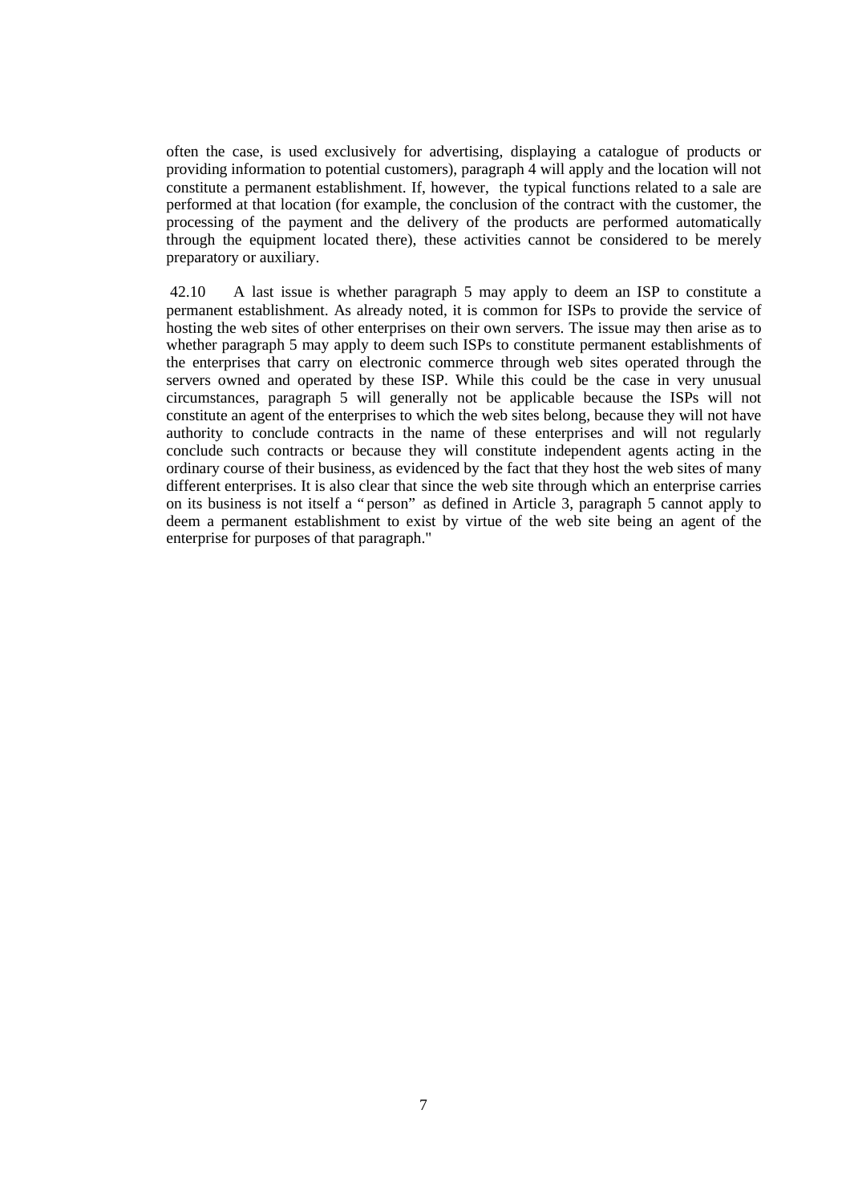often the case, is used exclusively for advertising, displaying a catalogue of products or providing information to potential customers), paragraph 4 will apply and the location will not constitute a permanent establishment. If, however, the typical functions related to a sale are performed at that location (for example, the conclusion of the contract with the customer, the processing of the payment and the delivery of the products are performed automatically through the equipment located there), these activities cannot be considered to be merely preparatory or auxiliary.

42.10 A last issue is whether paragraph 5 may apply to deem an ISP to constitute a permanent establishment. As already noted, it is common for ISPs to provide the service of hosting the web sites of other enterprises on their own servers. The issue may then arise as to whether paragraph 5 may apply to deem such ISPs to constitute permanent establishments of the enterprises that carry on electronic commerce through web sites operated through the servers owned and operated by these ISP. While this could be the case in very unusual circumstances, paragraph 5 will generally not be applicable because the ISPs will not constitute an agent of the enterprises to which the web sites belong, because they will not have authority to conclude contracts in the name of these enterprises and will not regularly conclude such contracts or because they will constitute independent agents acting in the ordinary course of their business, as evidenced by the fact that they host the web sites of many different enterprises. It is also clear that since the web site through which an enterprise carries on its business is not itself a "person" as defined in Article 3, paragraph 5 cannot apply to deem a permanent establishment to exist by virtue of the web site being an agent of the enterprise for purposes of that paragraph."